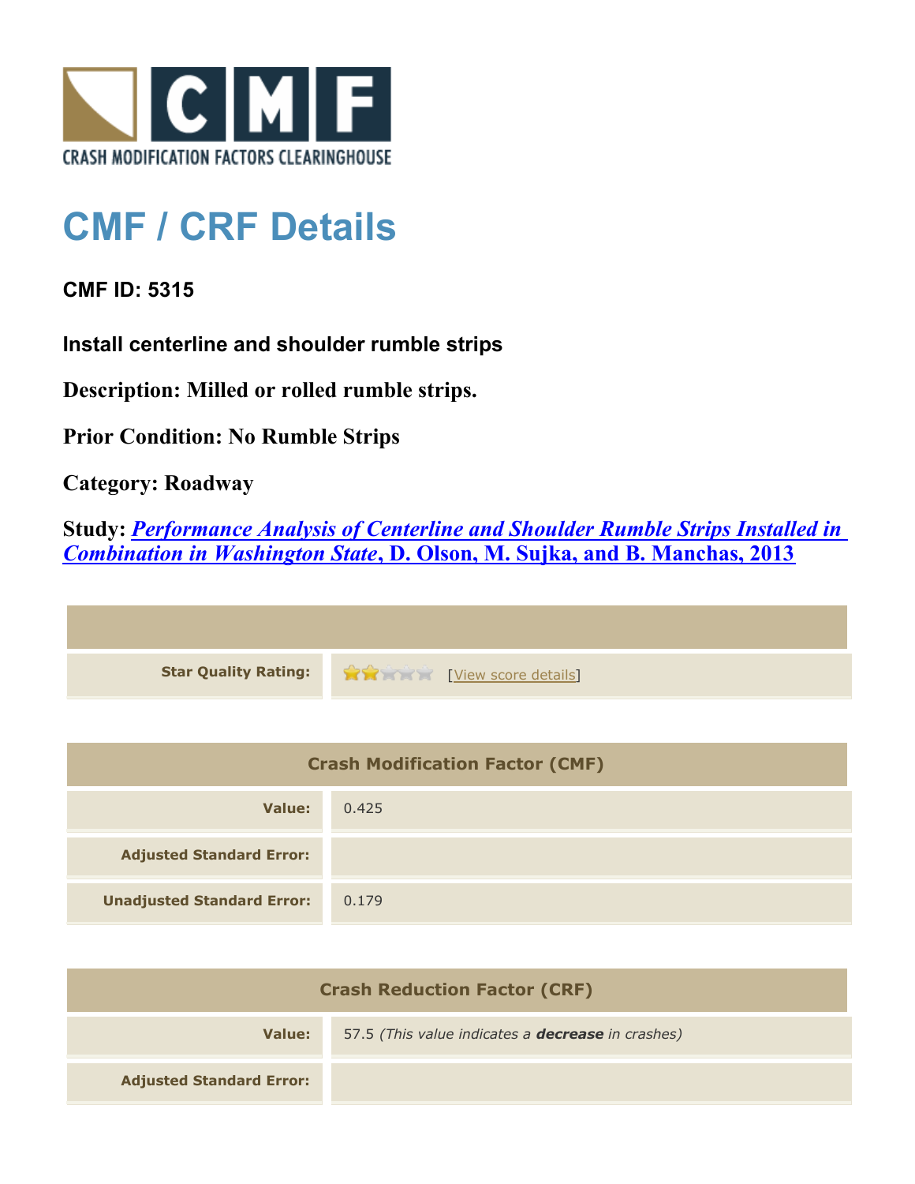CRASH MODIFICATION FACTORS CLEARINGHOUSE

# CMF / CRF Details

**CMF ID: 5315**

**Install centerline and shoulder rumble strips**

**Description: Milled or rolled rumble strips.**

**Prior Condition: No Rumble Strips**

**Category: Roadway**

**Study: *Performance Analysis of Centerline and Shoulder Rumble Strips Installed in Combination in Washington State*, D. Olson, M. Sujka, and B. Manchas, 2013**

| | |
|---|---|
| **Star Quality Rating:** | 2 of 5 stars [View score details] |

| Crash Modification Factor (CMF) | |
|---|---|
| **Value:** | 0.425 |
| **Adjusted Standard Error:** | |
| **Unadjusted Standard Error:** | 0.179 |

| Crash Reduction Factor (CRF) | |
|---|---|
| **Value:** | 57.5 *(This value indicates a* ***decrease*** *in crashes)* |
| **Adjusted Standard Error:** | |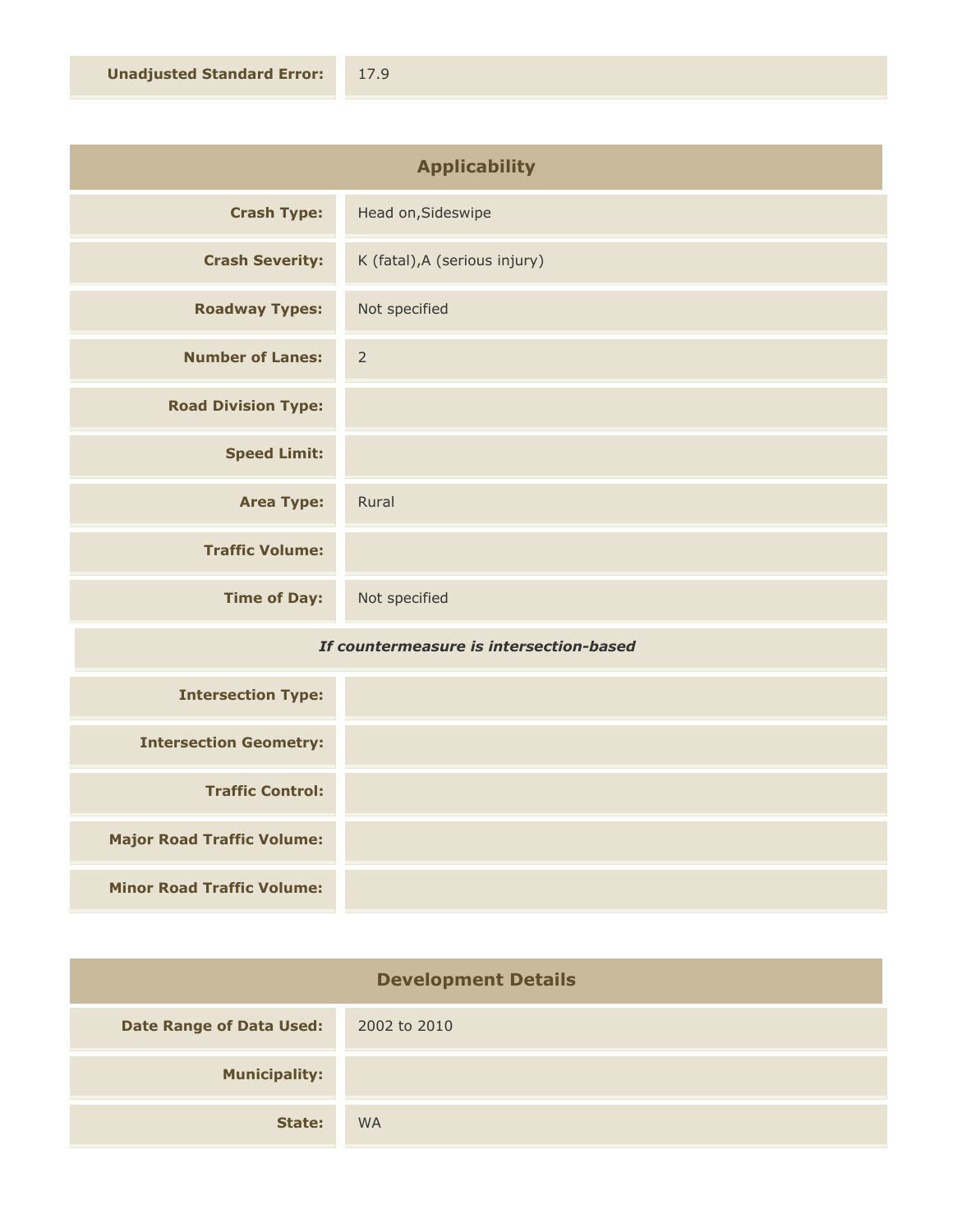| Unadjusted Standard Error: | 17.9 |
| --- | --- |

## Applicability

| | |
| --- | --- |
| **Crash Type:** | Head on,Sideswipe |
| **Crash Severity:** | K (fatal),A (serious injury) |
| **Roadway Types:** | Not specified |
| **Number of Lanes:** | 2 |
| **Road Division Type:** | |
| **Speed Limit:** | |
| **Area Type:** | Rural |
| **Traffic Volume:** | |
| **Time of Day:** | Not specified |

*If countermeasure is intersection-based*

| | |
| --- | --- |
| **Intersection Type:** | |
| **Intersection Geometry:** | |
| **Traffic Control:** | |
| **Major Road Traffic Volume:** | |
| **Minor Road Traffic Volume:** | |

## Development Details

| | |
| --- | --- |
| **Date Range of Data Used:** | 2002 to 2010 |
| **Municipality:** | |
| **State:** | WA |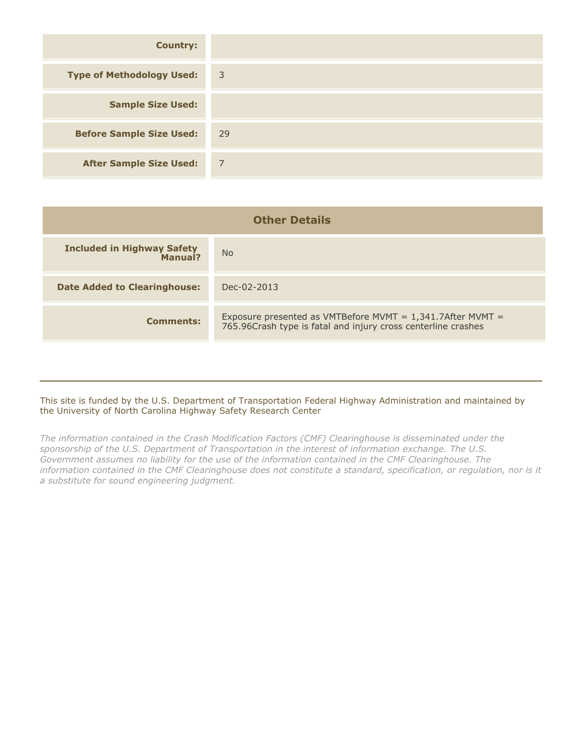| | |
|---|---|
| **Country:** | |
| **Type of Methodology Used:** | 3 |
| **Sample Size Used:** | |
| **Before Sample Size Used:** | 29 |
| **After Sample Size Used:** | 7 |

## Other Details

| | |
|---|---|
| **Included in Highway Safety Manual?** | No |
| **Date Added to Clearinghouse:** | Dec-02-2013 |
| **Comments:** | Exposure presented as VMTBefore MVMT = 1,341.7After MVMT = 765.96Crash type is fatal and injury cross centerline crashes |

---

This site is funded by the U.S. Department of Transportation Federal Highway Administration and maintained by the University of North Carolina Highway Safety Research Center

*The information contained in the Crash Modification Factors (CMF) Clearinghouse is disseminated under the sponsorship of the U.S. Department of Transportation in the interest of information exchange. The U.S. Government assumes no liability for the use of the information contained in the CMF Clearinghouse. The information contained in the CMF Clearinghouse does not constitute a standard, specification, or regulation, nor is it a substitute for sound engineering judgment.*